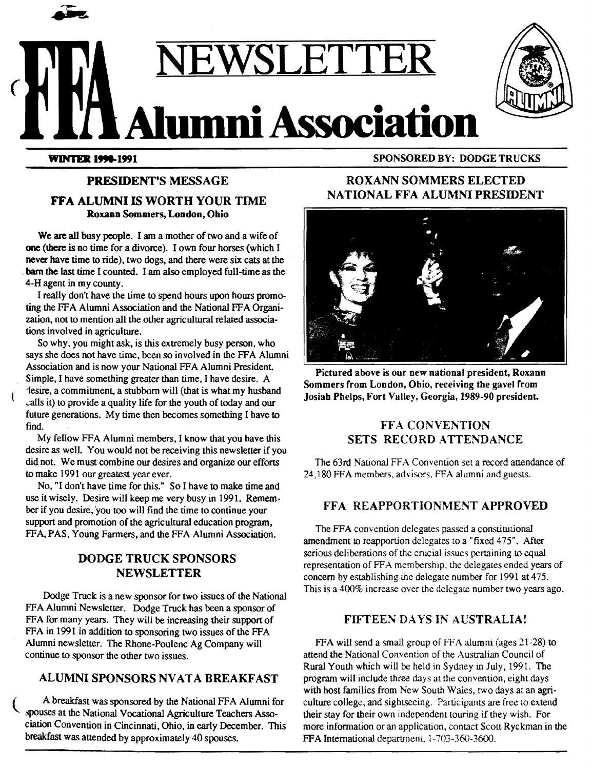# FFA NEWSLETTER Alumni Association

**WINTER 1990-1991**

**SPONSORED BY: DODGE TRUCKS**

## PRESIDENT'S MESSAGE

### FFA ALUMNI IS WORTH YOUR TIME

**Roxann Sommers, London, Ohio**

We are all busy people. I am a mother of two and a wife of one (there is no time for a divorce). I own four horses (which I never have time to ride), two dogs, and there were six cats at the barn the last time I counted. I am also employed full-time as the 4-H agent in my county.

I really don't have the time to spend hours upon hours promoting the FFA Alumni Association and the National FFA Organization, not to mention all the other agricultural related associations involved in agriculture.

So why, you might ask, is this extremely busy person, who says she does not have time, been so involved in the FFA Alumni Association and is now your National FFA Alumni President. Simple, I have something greater than time, I have desire. A desire, a commitment, a stubborn will (that is what my husband calls it) to provide a quality life for the youth of today and our future generations. My time then becomes something I have to find.

My fellow FFA Alumni members, I know that you have this desire as well. You would not be receiving this newsletter if you did not. We must combine our desires and organize our efforts to make 1991 our greatest year ever.

No, "I don't have time for this." So I have to make time and use it wisely. Desire will keep me very busy in 1991. Remember if you desire, you too will find the time to continue your support and promotion of the agricultural education program, FFA, PAS, Young Farmers, and the FFA Alumni Association.

## DODGE TRUCK SPONSORS NEWSLETTER

Dodge Truck is a new sponsor for two issues of the National FFA Alumni Newsletter. Dodge Truck has been a sponsor of FFA for many years. They will be increasing their support of FFA in 1991 in addition to sponsoring two issues of the FFA Alumni newsletter. The Rhone-Poulenc Ag Company will continue to sponsor the other two issues.

## ALUMNI SPONSORS NVATA BREAKFAST

A breakfast was sponsored by the National FFA Alumni for spouses at the National Vocational Agriculture Teachers Association Convention in Cincinnati, Ohio, in early December. This breakfast was attended by approximately 40 spouses.

## ROXANN SOMMERS ELECTED NATIONAL FFA ALUMNI PRESIDENT

**Pictured above is our new national president, Roxann Sommers from London, Ohio, receiving the gavel from Josiah Phelps, Fort Valley, Georgia, 1989-90 president.**

## FFA CONVENTION SETS RECORD ATTENDANCE

The 63rd National FFA Convention set a record attendance of 24,180 FFA members, advisors, FFA alumni and guests.

## FFA REAPPORTIONMENT APPROVED

The FFA convention delegates passed a constitutional amendment to reapportion delegates to a "fixed 475". After serious deliberations of the crucial issues pertaining to equal representation of FFA membership, the delegates ended years of concern by establishing the delegate number for 1991 at 475. This is a 400% increase over the delegate number two years ago.

## FIFTEEN DAYS IN AUSTRALIA!

FFA will send a small group of FFA alumni (ages 21-28) to attend the National Convention of the Australian Council of Rural Youth which will be held in Sydney in July, 1991. The program will include three days at the convention, eight days with host families from New South Wales, two days at an agriculture college, and sightseeing. Participants are free to extend their stay for their own independent touring if they wish. For more information or an application, contact Scott Ryckman in the FFA International department, 1-703-360-3600.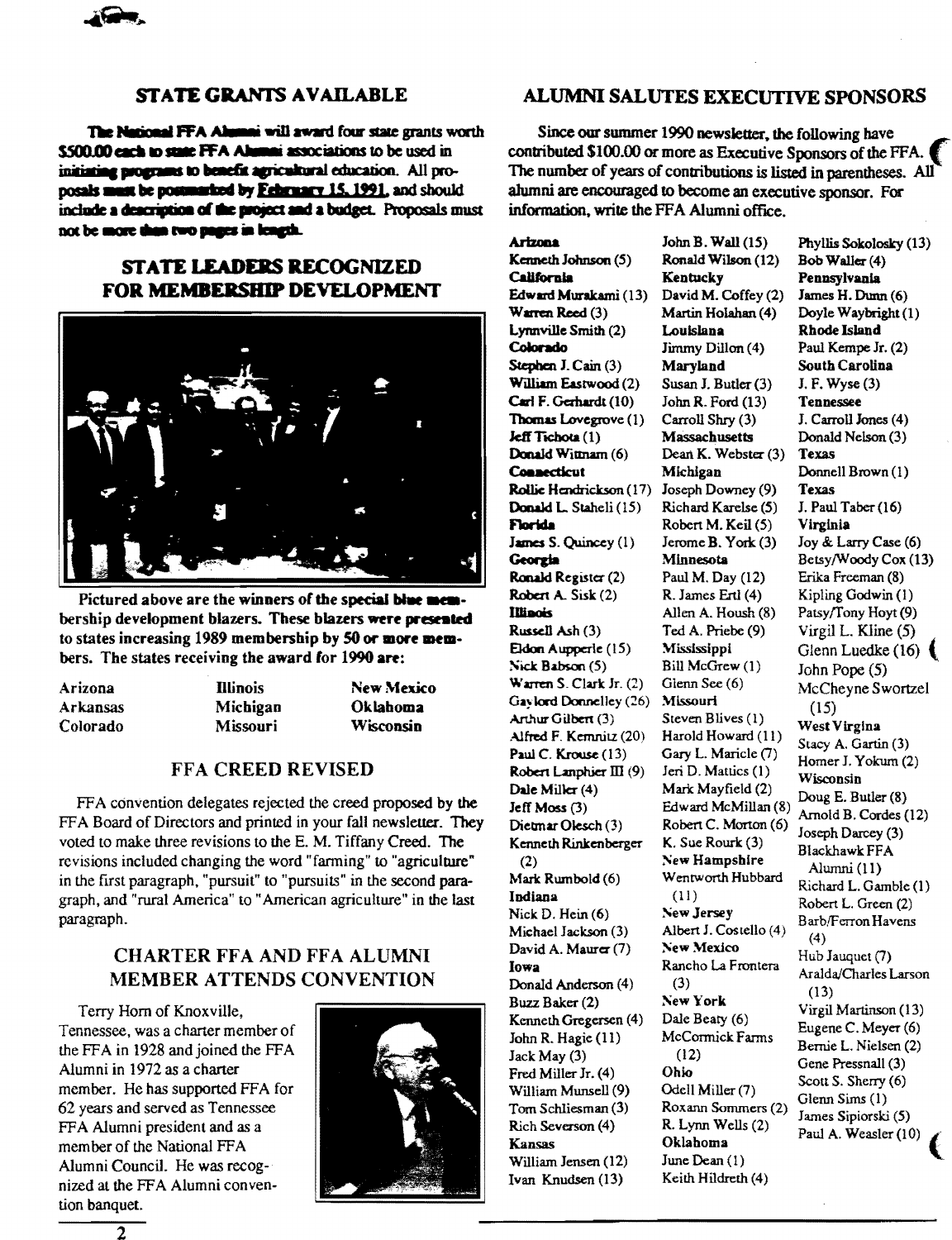## STATE GRANTS AVAILABLE

**The National FFA Alumni will award four state grants worth $500.00 each to state FFA Alumni associations to be used in initiating programs to benefit agricultural education. All proposals must be postmarked by February 15, 1991, and should include a description of the project and a budget. Proposals must not be more than two pages in length.**

## STATE LEADERS RECOGNIZED FOR MEMBERSHIP DEVELOPMENT

**Pictured above are the winners of the special blue membership development blazers. These blazers were presented to states increasing 1989 membership by 50 or more members. The states receiving the award for 1990 are:**

| | | |
|---|---|---|
| Arizona | Illinois | New Mexico |
| Arkansas | Michigan | Oklahoma |
| Colorado | Missouri | Wisconsin |

## FFA CREED REVISED

FFA convention delegates rejected the creed proposed by the FFA Board of Directors and printed in your fall newsletter. They voted to make three revisions to the E. M. Tiffany Creed. The revisions included changing the word "farming" to "agriculture" in the first paragraph, "pursuit" to "pursuits" in the second paragraph, and "rural America" to "American agriculture" in the last paragraph.

## CHARTER FFA AND FFA ALUMNI MEMBER ATTENDS CONVENTION

Terry Horn of Knoxville, Tennessee, was a charter member of the FFA in 1928 and joined the FFA Alumni in 1972 as a charter member. He has supported FFA for 62 years and served as Tennessee FFA Alumni president and as a member of the National FFA Alumni Council. He was recognized at the FFA Alumni convention banquet.

## ALUMNI SALUTES EXECUTIVE SPONSORS

Since our summer 1990 newsletter, the following have contributed $100.00 or more as Executive Sponsors of the FFA. The number of years of contributions is listed in parentheses. All alumni are encouraged to become an executive sponsor. For information, write the FFA Alumni office.

**Arizona**
Kenneth Johnson (5)

**California**
Edward Murakami (13)
Warren Reed (3)
Lynnville Smith (2)

**Colorado**
Stephen J. Cain (3)
William Eastwood (2)
Carl F. Gerhardt (10)
Thomas Lovegrove (1)
Jeff Tichota (1)
Donald Wittman (6)

**Connecticut**
Rollie Hendrickson (17)
Donald L. Staheli (15)

**Florida**
James S. Quincey (1)

**Georgia**
Ronald Register (2)
Robert A. Sisk (2)

**Illinois**
Russell Ash (3)
Eldon Aupperle (15)
Nick Babson (5)
Warren S. Clark Jr. (2)
Gaylord Donnelley (26)
Arthur Gilbert (3)
Alfred F. Kemnitz (20)
Paul C. Krouse (13)
Robert Lanphier III (9)
Dale Miller (4)
Jeff Moss (3)
Dietmar Olesch (3)
Kenneth Rinkenberger (2)
Mark Rumbold (6)

**Indiana**
Nick D. Hein (6)
Michael Jackson (3)
David A. Maurer (7)

**Iowa**
Donald Anderson (4)
Buzz Baker (2)
Kenneth Gregersen (4)
John R. Hagie (11)
Jack May (3)
Fred Miller Jr. (4)
William Munsell (9)
Tom Schliesman (3)
Rich Severson (4)

**Kansas**
William Jensen (12)
Ivan Knudsen (13)
John B. Wall (15)
Ronald Wilson (12)

**Kentucky**
David M. Coffey (2)
Martin Holahan (4)

**Louisiana**
Jimmy Dillon (4)

**Maryland**
Susan J. Butler (3)
John R. Ford (13)
Carroll Shry (3)

**Massachusetts**
Dean K. Webster (3)

**Michigan**
Joseph Downey (9)
Richard Karelse (5)
Robert M. Keil (5)
Jerome B. York (3)

**Minnesota**
Paul M. Day (12)
R. James Ertl (4)
Allen A. Housh (8)
Ted A. Priebe (9)

**Mississippi**
Bill McGrew (1)
Glenn See (6)

**Missouri**
Steven Blives (1)
Harold Howard (11)
Gary L. Maricle (7)
Jeri D. Mattics (1)
Mark Mayfield (2)
Edward McMillan (8)
Robert C. Morton (6)
K. Sue Rourk (3)

**New Hampshire**
Wentworth Hubbard (11)

**New Jersey**
Albert J. Costello (4)

**New Mexico**
Rancho La Frontera (3)

**New York**
Dale Beaty (6)
McCormick Farms (12)

**Ohio**
Odell Miller (7)
Roxann Sommers (2)
R. Lynn Wells (2)

**Oklahoma**
June Dean (1)
Keith Hildreth (4)
Phyllis Sokolosky (13)
Bob Waller (4)

**Pennsylvania**
James H. Dunn (6)
Doyle Waybright (1)

**Rhode Island**
Paul Kempe Jr. (2)

**South Carolina**
J. F. Wyse (3)

**Tennessee**
J. Carroll Jones (4)
Donald Nelson (3)

**Texas**
Donnell Brown (1)

**Texas**
J. Paul Taber (16)

**Virginia**
Joy & Larry Case (6)
Betsy/Woody Cox (13)
Erika Freeman (8)
Kipling Godwin (1)
Patsy/Tony Hoyt (9)
Virgil L. Kline (5)
Glenn Luedke (16)
John Pope (5)
McCheyne Swortzel (15)

**West Virgina**
Stacy A. Gartin (3)
Homer J. Yokum (2)

**Wisconsin**
Doug E. Butler (8)
Arnold B. Cordes (12)
Joseph Darcey (3)
Blackhawk FFA Alumni (11)
Richard L. Gamble (1)
Robert L. Green (2)
Barb/Ferron Havens (4)
Hub Jauquet (7)
Aralda/Charles Larson (13)
Virgil Martinson (13)
Eugene C. Meyer (6)
Bernie L. Nielsen (2)
Gene Pressnall (3)
Scott S. Sherry (6)
Glenn Sims (1)
James Sipiorski (5)
Paul A. Weasler (10)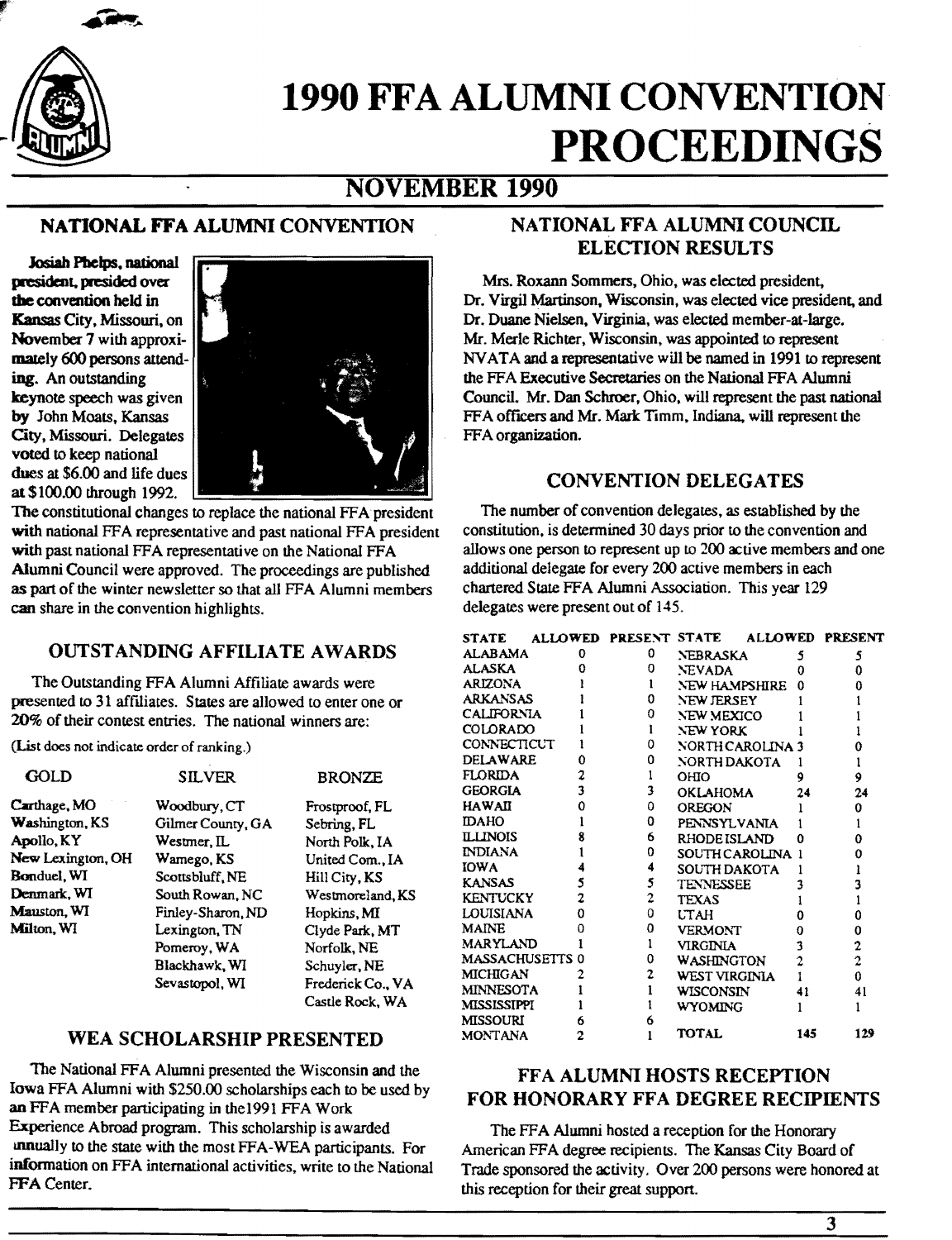# 1990 FFA ALUMNI CONVENTION PROCEEDINGS

## NOVEMBER 1990

### NATIONAL FFA ALUMNI CONVENTION

**Josiah Phelps, national president, presided over the convention held in Kansas City, Missouri, on November 7 with approximately 600 persons attending. An outstanding keynote speech was given by John Moats, Kansas City, Missouri. Delegates voted to keep national dues at $6.00 and life dues at $100.00 through 1992.**

The constitutional changes to replace the national FFA president with national FFA representative and past national FFA president with past national FFA representative on the National FFA Alumni Council were approved. The proceedings are published as part of the winter newsletter so that all FFA Alumni members can share in the convention highlights.

### OUTSTANDING AFFILIATE AWARDS

The Outstanding FFA Alumni Affiliate awards were presented to 31 affiliates. States are allowed to enter one or 20% of their contest entries. The national winners are:

(List does not indicate order of ranking.)

| GOLD | SILVER | BRONZE |
|---|---|---|
| Carthage, MO | Woodbury, CT | Frostproof, FL |
| Washington, KS | Gilmer County, GA | Sebring, FL |
| Apollo, KY | Westmer, IL | North Polk, IA |
| New Lexington, OH | Wamego, KS | United Com., IA |
| Bonduel, WI | Scottsbluff, NE | Hill City, KS |
| Denmark, WI | South Rowan, NC | Westmoreland, KS |
| Mauston, WI | Finley-Sharon, ND | Hopkins, MI |
| Milton, WI | Lexington, TN | Clyde Park, MT |
| | Pomeroy, WA | Norfolk, NE |
| | Blackhawk, WI | Schuyler, NE |
| | Sevastopol, WI | Frederick Co., VA |
| | | Castle Rock, WA |

### WEA SCHOLARSHIP PRESENTED

The National FFA Alumni presented the Wisconsin and the Iowa FFA Alumni with $250.00 scholarships each to be used by an FFA member participating in the1991 FFA Work Experience Abroad program. This scholarship is awarded annually to the state with the most FFA-WEA participants. For information on FFA international activities, write to the National FFA Center.

### NATIONAL FFA ALUMNI COUNCIL ELECTION RESULTS

Mrs. Roxann Sommers, Ohio, was elected president, Dr. Virgil Martinson, Wisconsin, was elected vice president, and Dr. Duane Nielsen, Virginia, was elected member-at-large. Mr. Merle Richter, Wisconsin, was appointed to represent NVATA and a representative will be named in 1991 to represent the FFA Executive Secretaries on the National FFA Alumni Council. Mr. Dan Schroer, Ohio, will represent the past national FFA officers and Mr. Mark Timm, Indiana, will represent the FFA organization.

### CONVENTION DELEGATES

The number of convention delegates, as established by the constitution, is determined 30 days prior to the convention and allows one person to represent up to 200 active members and one additional delegate for every 200 active members in each chartered State FFA Alumni Association. This year 129 delegates were present out of 145.

| STATE | ALLOWED | PRESENT | STATE | ALLOWED | PRESENT |
|---|---|---|---|---|---|
| ALABAMA | 0 | 0 | NEBRASKA | 5 | 5 |
| ALASKA | 0 | 0 | NEVADA | 0 | 0 |
| ARIZONA | 1 | 1 | NEW HAMPSHIRE | 0 | 0 |
| ARKANSAS | 1 | 0 | NEW JERSEY | 1 | 1 |
| CALIFORNIA | 1 | 0 | NEW MEXICO | 1 | 1 |
| COLORADO | 1 | 1 | NEW YORK | 1 | 1 |
| CONNECTICUT | 1 | 0 | NORTH CAROLINA | 3 | 0 |
| DELAWARE | 0 | 0 | NORTH DAKOTA | 1 | 1 |
| FLORIDA | 2 | 1 | OHIO | 9 | 9 |
| GEORGIA | 3 | 3 | OKLAHOMA | 24 | 24 |
| HAWAII | 0 | 0 | OREGON | 1 | 0 |
| IDAHO | 1 | 0 | PENNSYLVANIA | 1 | 1 |
| ILLINOIS | 8 | 6 | RHODE ISLAND | 0 | 0 |
| INDIANA | 1 | 0 | SOUTH CAROLINA | 1 | 0 |
| IOWA | 4 | 4 | SOUTH DAKOTA | 1 | 1 |
| KANSAS | 5 | 5 | TENNESSEE | 3 | 3 |
| KENTUCKY | 2 | 2 | TEXAS | 1 | 1 |
| LOUISIANA | 0 | 0 | UTAH | 0 | 0 |
| MAINE | 0 | 0 | VERMONT | 0 | 0 |
| MARYLAND | 1 | 1 | VIRGINIA | 3 | 2 |
| MASSACHUSETTS | 0 | 0 | WASHINGTON | 2 | 2 |
| MICHIGAN | 2 | 2 | WEST VIRGINIA | 1 | 0 |
| MINNESOTA | 1 | 1 | WISCONSIN | 41 | 41 |
| MISSISSIPPI | 1 | 1 | WYOMING | 1 | 1 |
| MISSOURI | 6 | 6 | | | |
| MONTANA | 2 | 1 | TOTAL | 145 | 129 |

### FFA ALUMNI HOSTS RECEPTION FOR HONORARY FFA DEGREE RECIPIENTS

The FFA Alumni hosted a reception for the Honorary American FFA degree recipients. The Kansas City Board of Trade sponsored the activity. Over 200 persons were honored at this reception for their great support.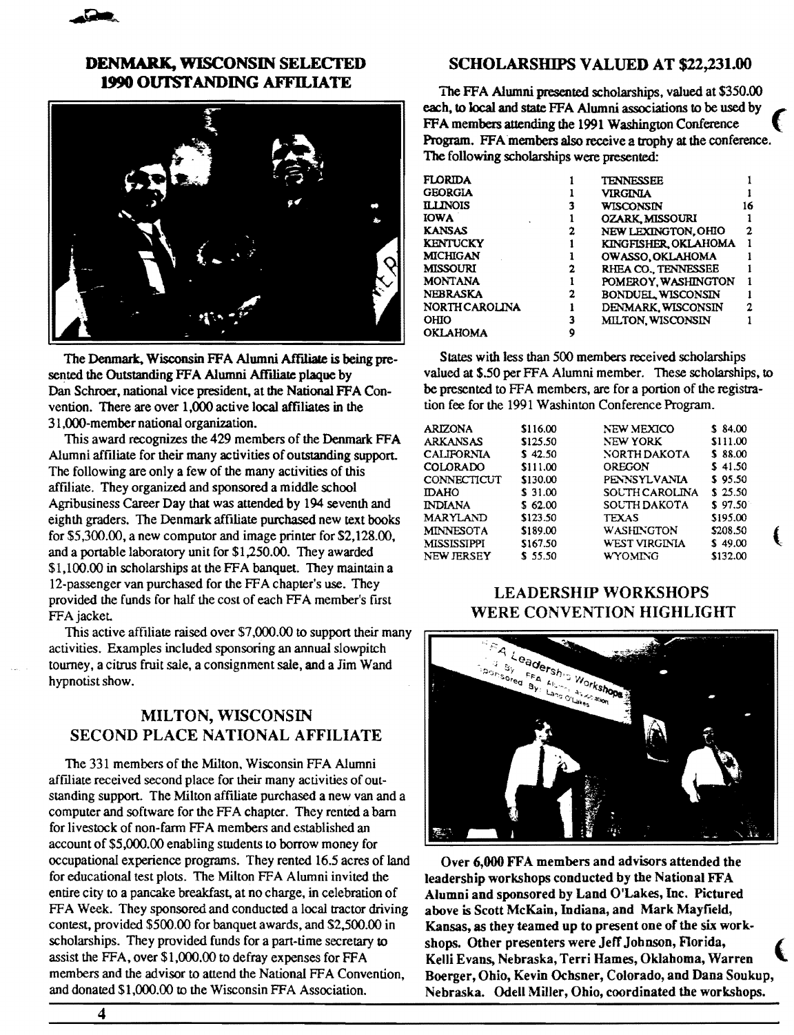## DENMARK, WISCONSIN SELECTED 1990 OUTSTANDING AFFILIATE

The Denmark, Wisconsin FFA Alumni Affiliate is being presented the Outstanding FFA Alumni Affiliate plaque by Dan Schroer, national vice president, at the National FFA Convention. There are over 1,000 active local affiliates in the 31,000-member national organization.

This award recognizes the 429 members of the Denmark FFA Alumni affiliate for their many activities of outstanding support. The following are only a few of the many activities of this affiliate. They organized and sponsored a middle school Agribusiness Career Day that was attended by 194 seventh and eighth graders. The Denmark affiliate purchased new text books for $5,300.00, a new computor and image printer for $2,128.00, and a portable laboratory unit for $1,250.00. They awarded $1,100.00 in scholarships at the FFA banquet. They maintain a 12-passenger van purchased for the FFA chapter's use. They provided the funds for half the cost of each FFA member's first FFA jacket.

This active affiliate raised over $7,000.00 to support their many activities. Examples included sponsoring an annual slowpitch tourney, a citrus fruit sale, a consignment sale, and a Jim Wand hypnotist show.

## MILTON, WISCONSIN SECOND PLACE NATIONAL AFFILIATE

The 331 members of the Milton, Wisconsin FFA Alumni affiliate received second place for their many activities of outstanding support. The Milton affiliate purchased a new van and a computer and software for the FFA chapter. They rented a barn for livestock of non-farm FFA members and established an account of $5,000.00 enabling students to borrow money for occupational experience programs. They rented 16.5 acres of land for educational test plots. The Milton FFA Alumni invited the entire city to a pancake breakfast, at no charge, in celebration of FFA Week. They sponsored and conducted a local tractor driving contest, provided $500.00 for banquet awards, and $2,500.00 in scholarships. They provided funds for a part-time secretary to assist the FFA, over $1,000.00 to defray expenses for FFA members and the advisor to attend the National FFA Convention, and donated $1,000.00 to the Wisconsin FFA Association.

## SCHOLARSHIPS VALUED AT $22,231.00

The FFA Alumni presented scholarships, valued at $350.00 each, to local and state FFA Alumni associations to be used by FFA members attending the 1991 Washington Conference Program. FFA members also receive a trophy at the conference. The following scholarships were presented:

| | | | |
|---|---|---|---|
| FLORIDA | 1 | TENNESSEE | 1 |
| GEORGIA | 1 | VIRGINIA | 1 |
| ILLINOIS | 3 | WISCONSIN | 16 |
| IOWA | 1 | OZARK, MISSOURI | 1 |
| KANSAS | 2 | NEW LEXINGTON, OHIO | 2 |
| KENTUCKY | 1 | KINGFISHER, OKLAHOMA | 1 |
| MICHIGAN | 1 | OWASSO, OKLAHOMA | 1 |
| MISSOURI | 2 | RHEA CO., TENNESSEE | 1 |
| MONTANA | 1 | POMEROY, WASHINGTON | 1 |
| NEBRASKA | 2 | BONDUEL, WISCONSIN | 1 |
| NORTH CAROLINA | 1 | DENMARK, WISCONSIN | 2 |
| OHIO | 3 | MILTON, WISCONSIN | 1 |
| OKLAHOMA | 9 | | |

States with less than 500 members received scholarships valued at $.50 per FFA Alumni member. These scholarships, to be presented to FFA members, are for a portion of the registration fee for the 1991 Washinton Conference Program.

| | | | |
|---|---|---|---|
| ARIZONA | $116.00 | NEW MEXICO | $ 84.00 |
| ARKANSAS | $125.50 | NEW YORK | $111.00 |
| CALIFORNIA | $ 42.50 | NORTH DAKOTA | $ 88.00 |
| COLORADO | $111.00 | OREGON | $ 41.50 |
| CONNECTICUT | $130.00 | PENNSYLVANIA | $ 95.50 |
| IDAHO | $ 31.00 | SOUTH CAROLINA | $ 25.50 |
| INDIANA | $ 62.00 | SOUTH DAKOTA | $ 97.50 |
| MARYLAND | $123.50 | TEXAS | $195.00 |
| MINNESOTA | $189.00 | WASHINGTON | $208.50 |
| MISSISSIPPI | $167.50 | WEST VIRGINIA | $ 49.00 |
| NEW JERSEY | $ 55.50 | WYOMING | $132.00 |

## LEADERSHIP WORKSHOPS WERE CONVENTION HIGHLIGHT

**Over 6,000 FFA members and advisors attended the leadership workshops conducted by the National FFA Alumni and sponsored by Land O'Lakes, Inc. Pictured above is Scott McKain, Indiana, and Mark Mayfield, Kansas, as they teamed up to present one of the six workshops. Other presenters were Jeff Johnson, Florida, Kelli Evans, Nebraska, Terri Hames, Oklahoma, Warren Boerger, Ohio, Kevin Ochsner, Colorado, and Dana Soukup, Nebraska. Odell Miller, Ohio, coordinated the workshops.**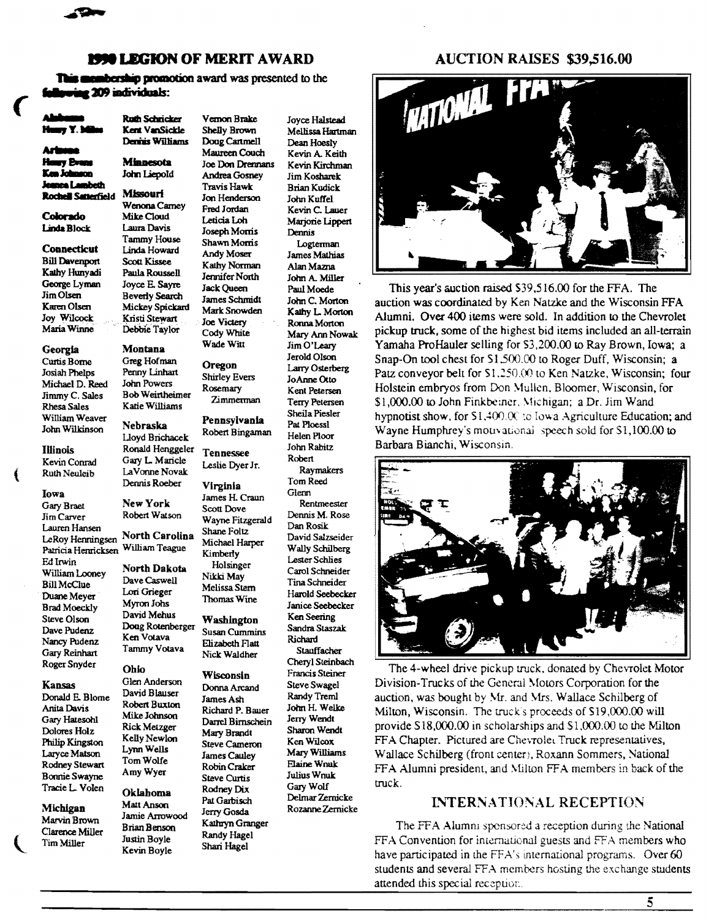## 1990 LEGION OF MERIT AWARD

**This membership promotion award was presented to the following 209 individuals:**

**Alabama**
Harry Y. Miles

**Arizona**
Harry Evans
Ken Johnson
Jeanea Lambeth
Rochell Satterfield

**Colorado**
Linda Block

**Connecticut**
Bill Davenport
Kathy Hunyadi
George Lyman
Jim Olsen
Karen Olsen
Joy Wilcock
Maria Winne

**Georgia**
Curtis Borne
Josiah Phelps
Michael D. Reed
Jimmy C. Sales
Rhesa Sales
William Weaver
John Wilkinson

**Illinois**
Kevin Conrad
Ruth Neuleib

**Iowa**
Gary Braet
Jim Carver
Lauren Hansen
LeRoy Henningsen
Patricia Henricksen
Ed Irwin
William Looney
Bill McClue
Duane Meyer
Brad Moeckly
Steve Olson
Dave Pudenz
Nancy Pudenz
Gary Reinhart
Roger Snyder

**Kansas**
Donald E. Blome
Anita Davis
Gary Hatesohl
Dolores Holz
Philip Kingston
Laryce Matson
Rodney Stewart
Bonnie Swayne
Tracie L. Volen

**Michigan**
Marvin Brown
Clarence Miller
Tim Miller
Ruth Schricker
Kent VanSickle
Dennis Williams

**Minnesota**
John Liepold

**Missouri**
Wenona Carney
Mike Cloud
Laura Davis
Tammy House
Linda Howard
Scott Kissee
Paula Roussell
Joyce E. Sayre
Beverly Search
Mickey Spickard
Kristi Stewart
Debbie Taylor

**Montana**
Greg Hofman
Penny Linhart
John Powers
Bob Weirtheimer
Katie Williams

**Nebraska**
Lloyd Brichacek
Ronald Henggeler
Gary L. Maricle
LaVonne Novak
Dennis Roeber

**New York**
Robert Watson

**North Carolina**
William Teague

**North Dakota**
Dave Caswell
Lori Grieger
Myron Johs
David Mehus
Doug Rotenberger
Ken Votava
Tammy Votava

**Ohio**
Glen Anderson
David Blauser
Robert Buxton
Mike Johnson
Rick Metzger
Kelly Newlon
Lynn Wells
Tom Wolfe
Amy Wyer

**Oklahoma**
Matt Anson
Jamie Arrowood
Brian Benson
Justin Boyle
Kevin Boyle
Vernon Brake
Shelly Brown
Doug Cantrell
Maureen Couch
Joe Don Drennans
Andrea Gosney
Travis Hawk
Jon Henderson
Fred Jordan
Leticia Loh
Joseph Morris
Shawn Morris
Andy Moser
Kathy Norman
Jennifer North
Jack Queen
James Schmidt
Mark Snowden
Joe Victery
Cody White
Wade Witt

**Oregon**
Shirley Evers
Rosemary Zimmerman

**Pennsylvania**
Robert Bingaman

**Tennessee**
Leslie Dyer Jr.

**Virginia**
James H. Craun
Scott Dove
Wayne Fitzgerald
Shane Foltz
Michael Harper
Kimberly Holsinger
Nikki May
Melissa Stern
Thomas Wine

**Washington**
Susan Cummins
Elizabeth Flatt
Nick Waldher

**Wisconsin**
Donna Arcand
James Ash
Richard P. Bauer
Darrel Birnschein
Mary Brandt
Steve Cameron
James Cauley
Robin Craker
Steve Curtis
Rodney Dix
Pat Garbisch
Jerry Gosda
Kathryn Granger
Randy Hagel
Shari Hagel
Joyce Halstead
Mellissa Hartman
Dean Hoesly
Kevin A. Keith
Kevin Kirchman
Jim Kosharek
Brian Kudick
John Kuffel
Kevin C. Lauer
Marjorie Lippert
Dennis Logterman
James Mathias
Alan Mazna
John A. Miller
Paul Moede
John C. Morton
Kathy L. Morton
Ronna Morton
Mary Ann Nowak
Jim O'Leary
Jerold Olson
Larry Osterberg
JoAnne Otto
Kent Petersen
Terry Petersen
Sheila Piesler
Pat Ploessl
Helen Ploor
John Rabitz
Robert Raymakers
Tom Reed
Glenn Rentmeester
Dennis M. Rose
Dan Rosik
David Salzseider
Wally Schilberg
Lester Schlies
Carol Schneider
Tina Schneider
Harold Seebecker
Janice Seebecker
Ken Seering
Sandra Staszak
Richard Stauffacher
Cheryl Steinbach
Francis Steiner
Steve Swagel
Randy Treml
John H. Welke
Jerry Wendt
Sharon Wendt
Ken Wilcox
Mary Williams
Elaine Wnuk
Julius Wnuk
Gary Wolf
Delmar Zernicke
Rozanne Zernicke

## AUCTION RAISES $39,516.00

This year's auction raised $39,516.00 for the FFA. The auction was coordinated by Ken Natzke and the Wisconsin FFA Alumni. Over 400 items were sold. In addition to the Chevrolet pickup truck, some of the highest bid items included an all-terrain Yamaha ProHauler selling for $3,200.00 to Ray Brown, Iowa; a Snap-On tool chest for $1,500.00 to Roger Duff, Wisconsin; a Patz conveyor belt for $1,250.00 to Ken Natzke, Wisconsin; four Holstein embryos from Don Mullen, Bloomer, Wisconsin, for $1,000.00 to John Finkbeiner, Michigan; a Dr. Jim Wand hypnotist show, for $1,400.00 to Iowa Agriculture Education; and Wayne Humphrey's motivational speech sold for $1,100.00 to Barbara Bianchi, Wisconsin.

The 4-wheel drive pickup truck, donated by Chevrolet Motor Division-Trucks of the General Motors Corporation for the auction, was bought by Mr. and Mrs. Wallace Schilberg of Milton, Wisconsin. The truck's proceeds of $19,000.00 will provide $18,000.00 in scholarships and $1,000.00 to the Milton FFA Chapter. Pictured are Chevrolet Truck representatives, Wallace Schilberg (front center), Roxann Sommers, National FFA Alumni president, and Milton FFA members in back of the truck.

## INTERNATIONAL RECEPTION

The FFA Alumni sponsored a reception during the National FFA Convention for international guests and FFA members who have participated in the FFA's international programs. Over 60 students and several FFA members hosting the exchange students attended this special reception.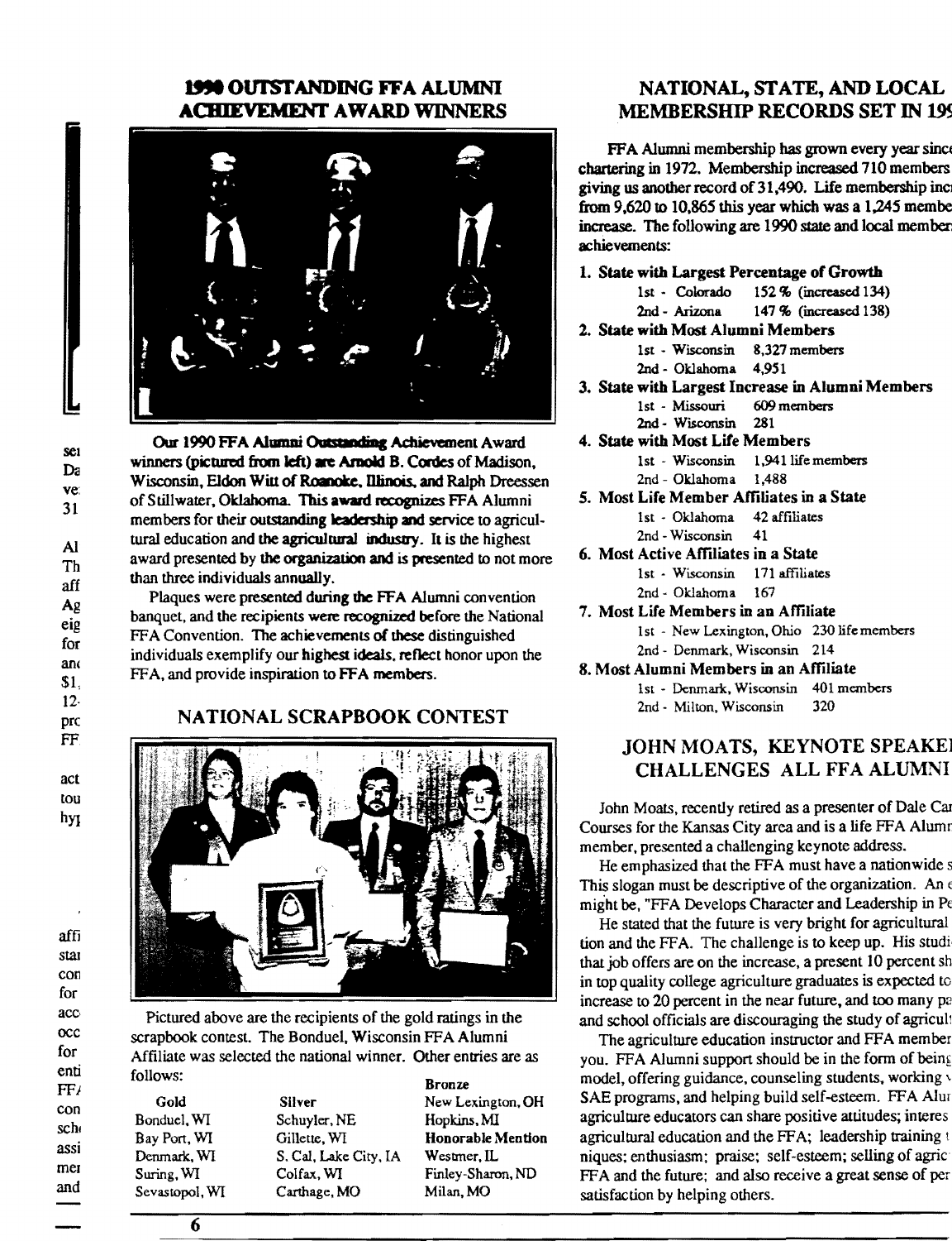## 1990 OUTSTANDING FFA ALUMNI ACHIEVEMENT AWARD WINNERS

Our 1990 FFA Alumni Outstanding Achievement Award winners (pictured from left) are Arnold B. Cordes of Madison, Wisconsin, Eldon Witt of Roanoke, Illinois, and Ralph Dreessen of Stillwater, Oklahoma. This award recognizes FFA Alumni members for their outstanding leadership and service to agricultural education and the agricultural industry. It is the highest award presented by the organization and is presented to not more than three individuals annually.

Plaques were presented during the FFA Alumni convention banquet, and the recipients were recognized before the National FFA Convention. The achievements of these distinguished individuals exemplify our highest ideals, reflect honor upon the FFA, and provide inspiration to FFA members.

## NATIONAL SCRAPBOOK CONTEST

Pictured above are the recipients of the gold ratings in the scrapbook contest. The Bonduel, Wisconsin FFA Alumni Affiliate was selected the national winner. Other entries are as follows:

| Gold | Silver | Bronze |
|---|---|---|
| Bonduel, WI | Schuyler, NE | New Lexington, OH |
| Bay Port, WI | Gillette, WI | Hopkins, MI |
| Denmark, WI | S. Cal, Lake City, IA | **Honorable Mention** |
| Suring, WI | Colfax, WI | Westmer, IL |
| Sevastopol, WI | Carthage, MO | Finley-Sharon, ND |
| | | Milan, MO |

## NATIONAL, STATE, AND LOCAL MEMBERSHIP RECORDS SET IN 19

FFA Alumni membership has grown every year since chartering in 1972. Membership increased 710 members giving us another record of 31,490. Life membership inc from 9,620 to 10,865 this year which was a 1,245 membe increase. The following are 1990 state and local member achievements:

1. **State with Largest Percentage of Growth**
   - 1st - Colorado 152 % (increased 134)
   - 2nd - Arizona 147 % (increased 138)
2. **State with Most Alumni Members**
   - 1st - Wisconsin 8,327 members
   - 2nd - Oklahoma 4,951
3. **State with Largest Increase in Alumni Members**
   - 1st - Missouri 609 members
   - 2nd - Wisconsin 281
4. **State with Most Life Members**
   - 1st - Wisconsin 1,941 life members
   - 2nd - Oklahoma 1,488
5. **Most Life Member Affiliates in a State**
   - 1st - Oklahoma 42 affiliates
   - 2nd - Wisconsin 41
6. **Most Active Affiliates in a State**
   - 1st - Wisconsin 171 affiliates
   - 2nd - Oklahoma 167
7. **Most Life Members in an Affiliate**
   - 1st - New Lexington, Ohio 230 life members
   - 2nd - Denmark, Wisconsin 214
8. **Most Alumni Members in an Affiliate**
   - 1st - Denmark, Wisconsin 401 members
   - 2nd - Milton, Wisconsin 320

## JOHN MOATS, KEYNOTE SPEAKE CHALLENGES ALL FFA ALUMNI

John Moats, recently retired as a presenter of Dale Ca Courses for the Kansas City area and is a life FFA Alumn member, presented a challenging keynote address.

He emphasized that the FFA must have a nationwide s This slogan must be descriptive of the organization. An e might be, "FFA Develops Character and Leadership in Pe

He stated that the future is very bright for agricultural tion and the FFA. The challenge is to keep up. His studi that job offers are on the increase, a present 10 percent sh in top quality college agriculture graduates is expected to increase to 20 percent in the near future, and too many pa and school officials are discouraging the study of agricul

The agriculture education instructor and FFA member you. FFA Alumni support should be in the form of being model, offering guidance, counseling students, working SAE programs, and helping build self-esteem. FFA Alur agriculture educators can share positive attitudes; interes agricultural education and the FFA; leadership training t niques; enthusiasm; praise; self-esteem; selling of agric FFA and the future; and also receive a great sense of per satisfaction by helping others.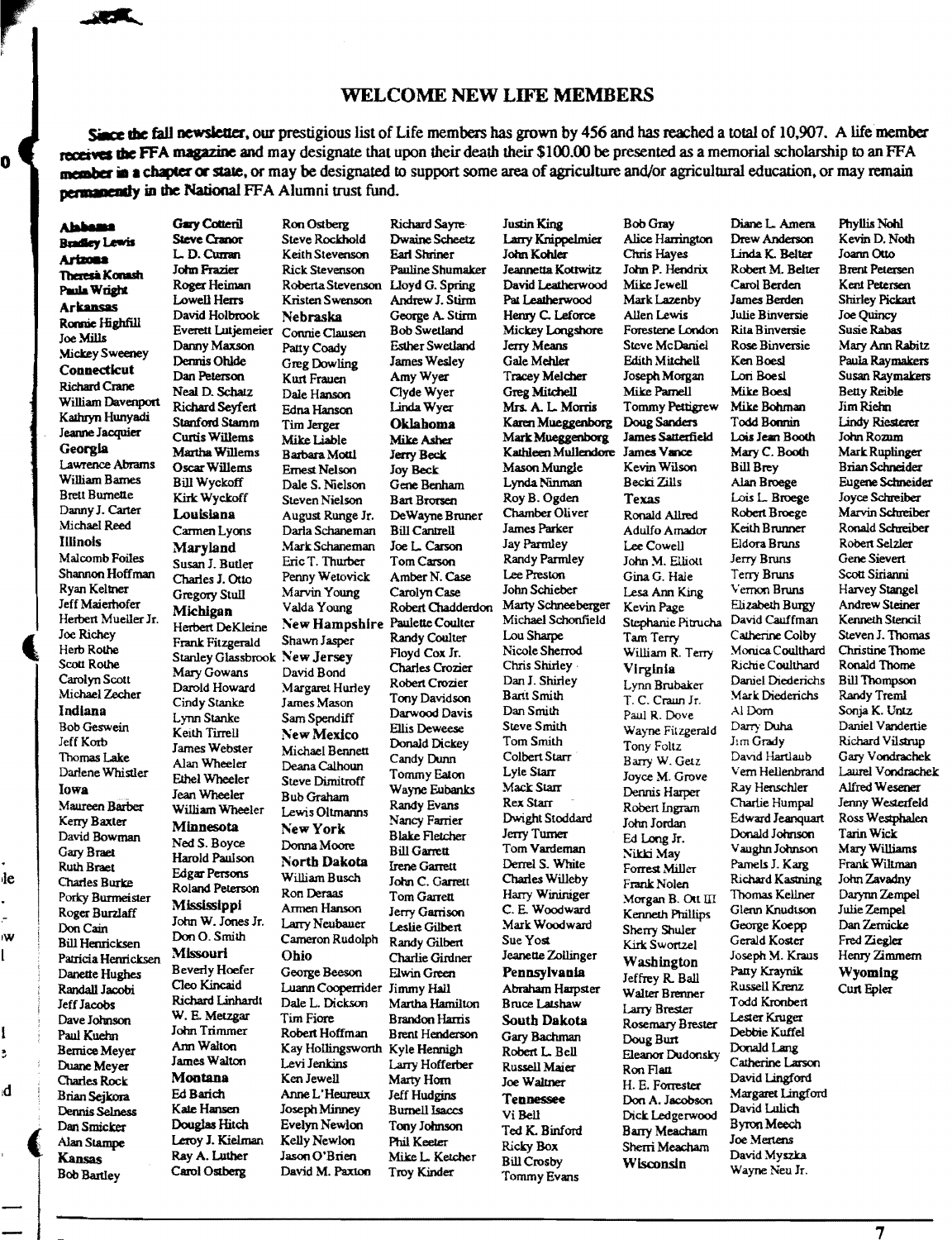## WELCOME NEW LIFE MEMBERS

**Since the fall newsletter,** our prestigious list of Life members has grown by 456 and has reached a total of 10,907. A life member receives the FFA magazine and may designate that upon their death their $100.00 be presented as a memorial scholarship to an FFA member in a chapter or state, or may be designated to support some area of agriculture and/or agricultural education, or may remain permanently in the National FFA Alumni trust fund.

**Alabama**
Bradley Lewis

**Arizona**
Theresa Konash
Paula Wright

**Arkansas**
Ronnie Highfill
Joe Mills
Mickey Sweeney

**Connecticut**
Richard Crane
William Davenport
Kathryn Hunyadi
Jeanne Jacquier

**Georgia**
Lawrence Abrams
William Barnes
Brett Burnette
Danny J. Carter
Michael Reed

**Illinois**
Malcomb Foiles
Shannon Hoffman
Ryan Keltner
Jeff Maierhofer
Herbert Mueller Jr.
Joe Richey
Herb Rothe
Scott Rothe
Carolyn Scott
Michael Zecher

**Indiana**
Bob Geswein
Jeff Korb
Thomas Lake
Darlene Whistler

**Iowa**
Maureen Barber
Kerry Baxter
David Bowman
Gary Braet
Ruth Braet
Charles Burke
Porky Burmeister
Roger Burzlaff
Don Cain
Bill Henricksen
Patricia Henricksen
Danette Hughes
Randall Jacobi
Jeff Jacobs
Dave Johnson
Paul Kuehn
Bernice Meyer
Duane Meyer
Charles Rock
Brian Sejkora
Dennis Selness
Dan Smicker
Alan Stampe

**Kansas**
Bob Bartley
Gary Cotteril
Steve Cranor
L. D. Curran
John Frazier
Roger Heiman
Lowell Herrs
David Holbrook
Everett Lutjemeier
Danny Maxson
Dennis Ohlde
Dan Peterson
Neal D. Schatz
Richard Seyfert
Stanford Stamm
Curtis Willems
Martha Willems
Oscar Willems
Bill Wyckoff
Kirk Wyckoff

**Louisiana**
Carmen Lyons

**Maryland**
Susan J. Butler
Charles J. Otto
Gregory Stull

**Michigan**
Herbert DeKleine
Frank Fitzgerald
Stanley Glassbrook
Mary Gowans
Darold Howard
Cindy Stanke
Lynn Stanke
Keith Tirrell
James Webster
Alan Wheeler
Ethel Wheeler
Jean Wheeler
William Wheeler

**Minnesota**
Ned S. Boyce
Harold Paulson
Edgar Persons
Roland Peterson

**Mississippi**
John W. Jones Jr.
Don O. Smith

**Missouri**
Beverly Hoefer
Cleo Kincaid
Richard Linhardt
W. E. Metzgar
John Trimmer
Ann Walton
James Walton

**Montana**
Ed Barich
Kate Hansen
Douglas Hitch
Leroy J. Kielman
Ray A. Luther
Carol Ostberg
Ron Ostberg
Steve Rockhold
Keith Stevenson
Rick Stevenson
Roberta Stevenson
Kristen Swenson

**Nebraska**
Connie Clausen
Patty Coady
Greg Dowling
Kurt Frauen
Dale Hanson
Edna Hanson
Tim Jerger
Mike Liable
Barbara Mottl
Ernest Nelson
Dale S. Nielson
Steven Nielson
August Runge Jr.
Darla Schaneman
Mark Schaneman
Eric T. Thurber
Penny Wetovick
Marvin Young
Valda Young

**New Hampshire**
Shawn Jasper

**New Jersey**
David Bond
Margaret Hurley
James Mason
Sam Spendiff

**New Mexico**
Michael Bennett
Deana Calhoun
Steve Dimitroff
Bub Graham
Lewis Oltmanns

**New York**
Donna Moore

**North Dakota**
William Busch
Ron Deraas
Armen Hanson
Larry Neubauer
Cameron Rudolph

**Ohio**
George Beeson
Luann Cooperrider
Dale L. Dickson
Tim Fiore
Robert Hoffman
Kay Hollingsworth
Levi Jenkins
Ken Jewell
Anne L'Heureux
Joseph Minney
Evelyn Newlon
Kelly Newlon
Jason O'Brien
David M. Paxton
Richard Sayre
Dwaine Scheetz
Earl Shriner
Pauline Shumaker
Lloyd G. Spring
Andrew J. Stirm
George A. Stirm
Bob Swetland
Esther Swetland
James Wesley
Amy Wyer
Clyde Wyer
Linda Wyer

**Oklahoma**
Mike Asher
Jerry Beck
Joy Beck
Gene Benham
Bart Brorsen
DeWayne Bruner
Bill Cantrell
Joe L. Carson
Tom Carson
Amber N. Case
Carolyn Case
Robert Chadderdon
Paulette Coulter
Randy Coulter
Floyd Cox Jr.
Charles Crozier
Robert Crozier
Tony Davidson
Darwood Davis
Ellis Deweese
Donald Dickey
Candy Dunn
Tommy Eaton
Wayne Eubanks
Randy Evans
Nancy Farrier
Blake Fletcher
Bill Garrett
Irene Garrett
John C. Garrett
Tom Garrett
Jerry Garrison
Leslie Gilbert
Randy Gilbert
Charlie Girdner
Elwin Green
Jimmy Hall
Martha Hamilton
Brandon Harris
Brent Henderson
Kyle Hennigh
Larry Hofferber
Marty Horn
Jeff Hudgins
Burnell Isaccs
Tony Johnson
Phil Keeter
Mike L. Ketcher
Troy Kinder
Justin King
Larry Knippelmier
John Kohler
Jeannetta Kottwitz
David Leatherwood
Pat Leatherwood
Henry C. Leforce
Mickey Longshore
Jerry Means
Gale Mehler
Tracey Melcher
Greg Mitchell
Mrs. A. L. Morris
Karen Mueggenborg
Mark Mueggenborg
Kathleen Mullendore
Mason Mungle
Lynda Ninman
Roy B. Ogden
Chamber Oliver
James Parker
Jay Parmley
Randy Parmley
Lee Preston
John Schieber
Marty Schneeberger
Michael Schonfield
Lou Sharpe
Nicole Sherrod
Chris Shirley
Dan J. Shirley
Bartt Smith
Dan Smith
Steve Smith
Tom Smith
Colbert Starr
Lyle Starr
Mack Starr
Rex Starr
Dwight Stoddard
Jerry Turner
Tom Vardeman
Derrel S. White
Charles Willeby
Harry Wininiger
C. E. Woodward
Mark Woodward
Sue Yost
Jeanette Zollinger

**Pennsylvania**
Abraham Harpster
Bruce Latshaw

**South Dakota**
Gary Bachman
Robert L. Bell
Russell Maier
Joe Waltner

**Tennessee**
Vi Bell
Ted K. Binford
Ricky Box
Bill Crosby
Tommy Evans
Bob Gray
Alice Harrington
Chris Hayes
John P. Hendrix
Mike Jewell
Mark Lazenby
Allen Lewis
Forestene London
Steve McDaniel
Edith Mitchell
Joseph Morgan
Mike Parnell
Tommy Pettigrew
Doug Sanders
James Satterfield
James Vance
Kevin Wilson
Becki Zills

**Texas**
Ronald Allred
Adulfo Amador
Lee Cowell
John M. Elliott
Gina G. Hale
Lesa Ann King
Kevin Page
Stephanie Pitrucha
Tam Terry
William R. Terry

**Virginia**
Lynn Brubaker
T. C. Craun Jr.
Paul R. Dove
Wayne Fitzgerald
Tony Foltz
Barry W. Getz
Joyce M. Grove
Dennis Harper
Robert Ingram
John Jordan
Ed Long Jr.
Nikki May
Forrest Miller
Frank Nolen
Morgan B. Ott III
Kenneth Phillips
Sherry Shuler
Kirk Swortzel

**Washington**
Jeffrey R. Ball
Walter Brenner
Larry Brester
Rosemary Brester
Doug Burt
Eleanor Dudonsky
Ron Flatt
H. E. Forrester
Don A. Jacobson
Dick Ledgerwood
Barry Meacham
Sherri Meacham

**Wisconsin**
Diane L. Amera
Drew Anderson
Linda K. Belter
Robert M. Belter
Carol Berden
James Berden
Julie Binversie
Rita Binversie
Rose Binversie
Ken Boesl
Lori Boesl
Mike Boesl
Mike Bohman
Todd Bonnin
Lois Jean Booth
Mary C. Booth
Bill Brey
Alan Broege
Lois L. Broege
Robert Broege
Keith Brunner
Eldora Bruns
Jerry Bruns
Terry Bruns
Vernon Bruns
Elizabeth Burgy
David Cauffman
Catherine Colby
Monica Coulthard
Richie Coulthard
Daniel Diederichs
Mark Diederichs
Al Dorn
Darry Duha
Jim Grady
David Hartlaub
Vern Hellenbrand
Ray Henschler
Charlie Humpal
Edward Jeanquart
Donald Johnson
Vaughn Johnson
Pamela J. Karg
Richard Kastning
Thomas Kellner
Glenn Knudtson
George Koepp
Gerald Koster
Joseph M. Kraus
Patty Kraynik
Russell Krenz
Todd Kronbert
Lester Kruger
Debbie Kuffel
Donald Lang
Catherine Larson
David Lingford
Margaret Lingford
David Lulich
Byron Meech
Joe Mertens
David Myszka
Wayne Neu Jr.
Phyllis Nohl
Kevin D. Noth
Joann Otto
Brent Petersen
Kent Petersen
Shirley Pickart
Joe Quincy
Susie Rabas
Mary Ann Rabitz
Paula Raymakers
Susan Raymakers
Betty Reible
Jim Riehn
Lindy Riesterer
John Rozum
Mark Ruplinger
Brian Schneider
Eugene Schneider
Joyce Schreiber
Marvin Schreiber
Ronald Schreiber
Robert Selzler
Gene Sievert
Scott Sirianni
Harvey Stangel
Andrew Steiner
Kenneth Stencil
Steven J. Thomas
Christine Thome
Ronald Thome
Bill Thompson
Randy Treml
Sonja K. Untz
Daniel Vandertie
Richard Vilstrup
Gary Vondrachek
Laurel Vondrachek
Alfred Wesener
Jenny Westerfeld
Ross Westphalen
Tarin Wick
Mary Williams
Frank Wiltman
John Zavadny
Darynn Zempel
Julie Zempel
Dan Zernicke
Fred Ziegler
Henry Zimmem

**Wyoming**
Curt Epler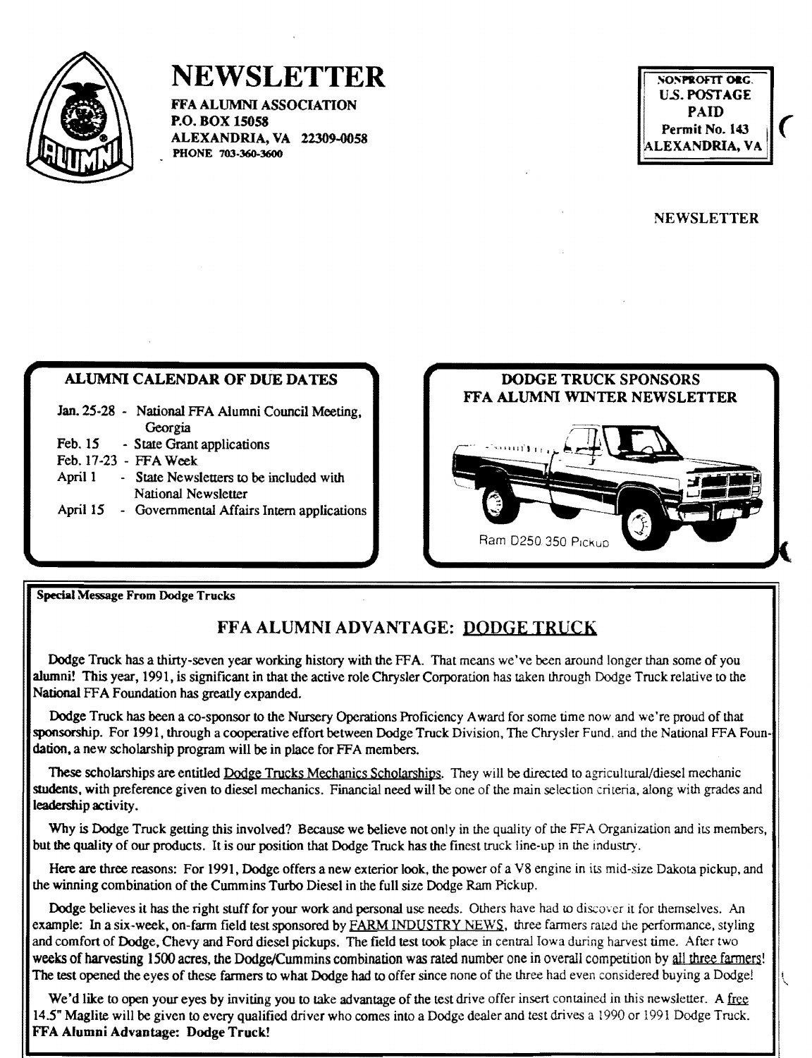# NEWSLETTER

**FFA ALUMNI ASSOCIATION**
**P.O. BOX 15058**
**ALEXANDRIA, VA 22309-0058**
**PHONE 703-360-3600**

NONPROFIT ORG.
U.S. POSTAGE
PAID
Permit No. 143
ALEXANDRIA, VA

NEWSLETTER

### ALUMNI CALENDAR OF DUE DATES

- Jan. 25-28 - National FFA Alumni Council Meeting, Georgia
- Feb. 15 - State Grant applications
- Feb. 17-23 - FFA Week
- April 1 - State Newsletters to be included with National Newsletter
- April 15 - Governmental Affairs Intern applications

### DODGE TRUCK SPONSORS FFA ALUMNI WINTER NEWSLETTER

Ram D250/350 Pickup

**Special Message From Dodge Trucks**

## FFA ALUMNI ADVANTAGE: DODGE TRUCK

Dodge Truck has a thirty-seven year working history with the FFA. That means we've been around longer than some of you alumni! This year, 1991, is significant in that the active role Chrysler Corporation has taken through Dodge Truck relative to the National FFA Foundation has greatly expanded.

Dodge Truck has been a co-sponsor to the Nursery Operations Proficiency Award for some time now and we're proud of that sponsorship. For 1991, through a cooperative effort between Dodge Truck Division, The Chrysler Fund, and the National FFA Foundation, a new scholarship program will be in place for FFA members.

These scholarships are entitled Dodge Trucks Mechanics Scholarships. They will be directed to agricultural/diesel mechanic students, with preference given to diesel mechanics. Financial need will be one of the main selection criteria, along with grades and leadership activity.

Why is Dodge Truck getting this involved? Because we believe not only in the quality of the FFA Organization and its members, but the quality of our products. It is our position that Dodge Truck has the finest truck line-up in the industry.

Here are three reasons: For 1991, Dodge offers a new exterior look, the power of a V8 engine in its mid-size Dakota pickup, and the winning combination of the Cummins Turbo Diesel in the full size Dodge Ram Pickup.

Dodge believes it has the right stuff for your work and personal use needs. Others have had to discover it for themselves. An example: In a six-week, on-farm field test sponsored by FARM INDUSTRY NEWS, three farmers rated the performance, styling and comfort of Dodge, Chevy and Ford diesel pickups. The field test took place in central Iowa during harvest time. After two weeks of harvesting 1500 acres, the Dodge/Cummins combination was rated number one in overall competition by all three farmers! The test opened the eyes of these farmers to what Dodge had to offer since none of the three had even considered buying a Dodge!

We'd like to open your eyes by inviting you to take advantage of the test drive offer insert contained in this newsletter. A free 14.5" Maglite will be given to every qualified driver who comes into a Dodge dealer and test drives a 1990 or 1991 Dodge Truck. **FFA Alumni Advantage: Dodge Truck!**